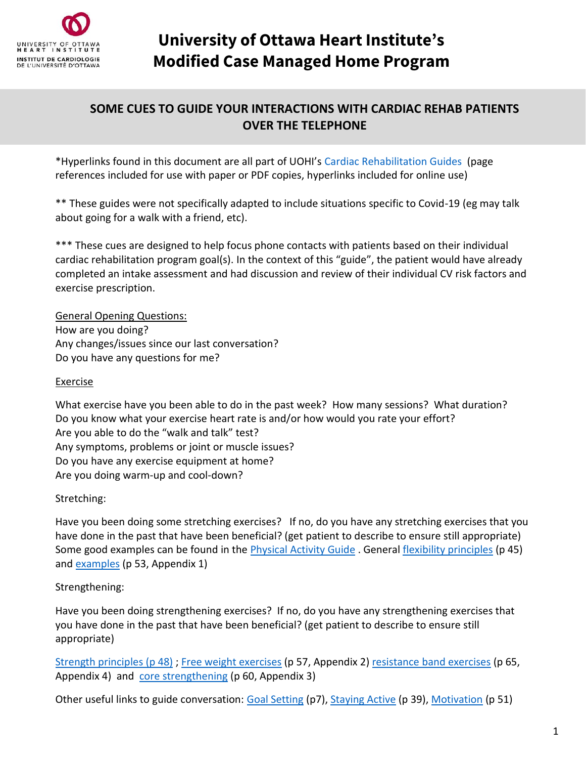# University of Ottawa Heart Institute's Modified Case Managed Home Program

## SOME CUES TO GUIDE YOUR INTERACTIONS WITH CARDIAC REHAB PATIENTS OVER THE TELEPHONE

*Hyperlinks found in this document are all part of UOHI's Cardiac Rehabilitation Guides (page references included for use with paper or PDF copies, hyperlinks included for online use)

** These guides were not specifically adapted to include situations specific to Covid-19 (eg may talk about going for a walk with a friend, etc).

*** These cues are designed to help focus phone contacts with patients based on their individual cardiac rehabilitation program goal(s). In the context of this "guide", the patient would have already completed an intake assessment and had discussion and review of their individual CV risk factors and exercise prescription.

<u>General Opening Questions:</u>
How are you doing?
Any changes/issues since our last conversation?
Do you have any questions for me?

<u>Exercise</u>

What exercise have you been able to do in the past week? How many sessions? What duration?
Do you know what your exercise heart rate is and/or how would you rate your effort?
Are you able to do the "walk and talk" test?
Any symptoms, problems or joint or muscle issues?
Do you have any exercise equipment at home?
Are you doing warm-up and cool-down?

Stretching:

Have you been doing some stretching exercises? If no, do you have any stretching exercises that you have done in the past that have been beneficial? (get patient to describe to ensure still appropriate) Some good examples can be found in the Physical Activity Guide. General flexibility principles (p 45) and examples (p 53, Appendix 1)

Strengthening:

Have you been doing strengthening exercises? If no, do you have any strengthening exercises that you have done in the past that have been beneficial? (get patient to describe to ensure still appropriate)

Strength principles (p 48) ; Free weight exercises (p 57, Appendix 2) resistance band exercises (p 65, Appendix 4) and core strengthening (p 60, Appendix 3)

Other useful links to guide conversation: Goal Setting (p7), Staying Active (p 39), Motivation (p 51)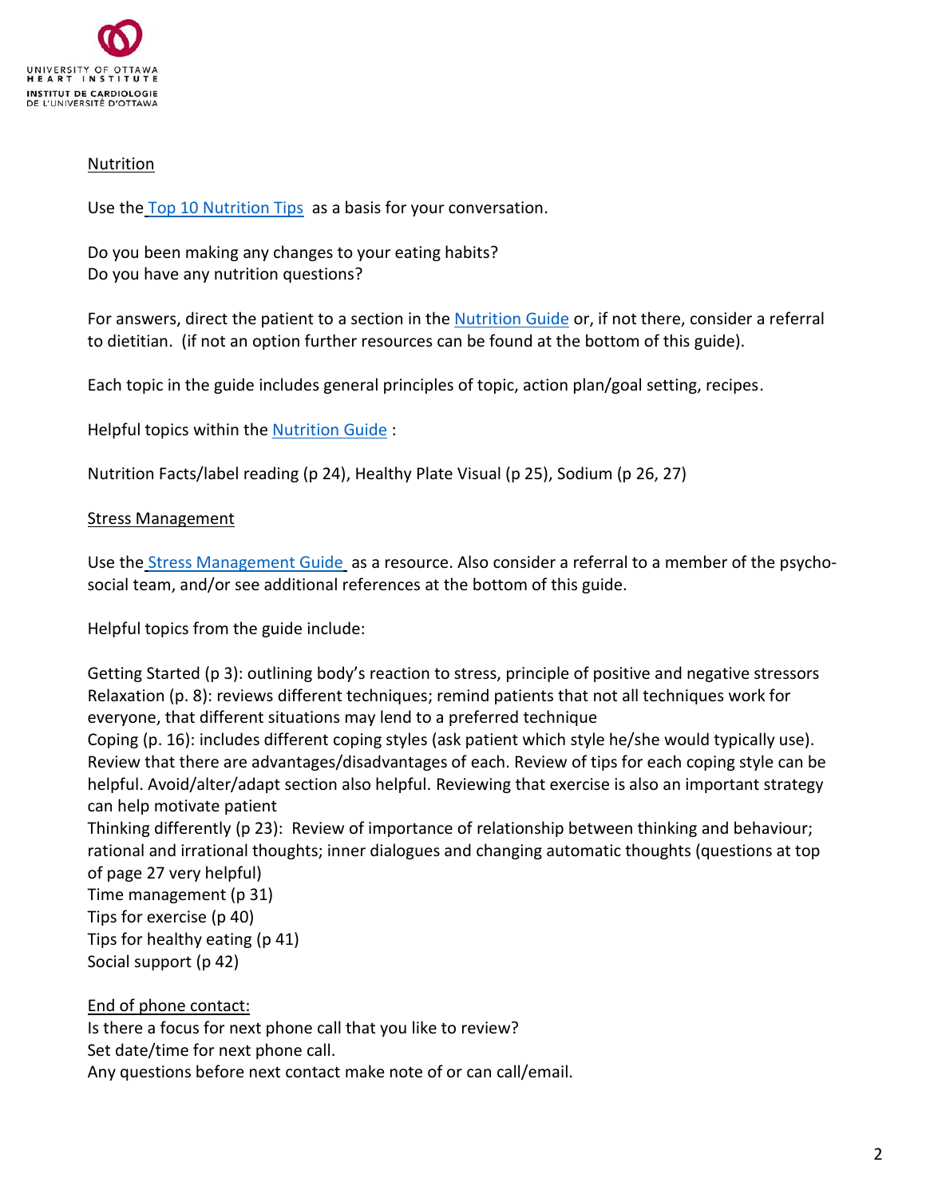Nutrition

Use the Top 10 Nutrition Tips as a basis for your conversation.

Do you been making any changes to your eating habits?
Do you have any nutrition questions?

For answers, direct the patient to a section in the Nutrition Guide or, if not there, consider a referral to dietitian. (if not an option further resources can be found at the bottom of this guide).

Each topic in the guide includes general principles of topic, action plan/goal setting, recipes.

Helpful topics within the Nutrition Guide :

Nutrition Facts/label reading (p 24), Healthy Plate Visual (p 25), Sodium (p 26, 27)

Stress Management

Use the Stress Management Guide as a resource. Also consider a referral to a member of the psycho-social team, and/or see additional references at the bottom of this guide.

Helpful topics from the guide include:

Getting Started (p 3): outlining body's reaction to stress, principle of positive and negative stressors
Relaxation (p. 8): reviews different techniques; remind patients that not all techniques work for everyone, that different situations may lend to a preferred technique
Coping (p. 16): includes different coping styles (ask patient which style he/she would typically use). Review that there are advantages/disadvantages of each. Review of tips for each coping style can be helpful. Avoid/alter/adapt section also helpful. Reviewing that exercise is also an important strategy can help motivate patient
Thinking differently (p 23): Review of importance of relationship between thinking and behaviour; rational and irrational thoughts; inner dialogues and changing automatic thoughts (questions at top of page 27 very helpful)
Time management (p 31)
Tips for exercise (p 40)
Tips for healthy eating (p 41)
Social support (p 42)

End of phone contact:
Is there a focus for next phone call that you like to review?
Set date/time for next phone call.
Any questions before next contact make note of or can call/email.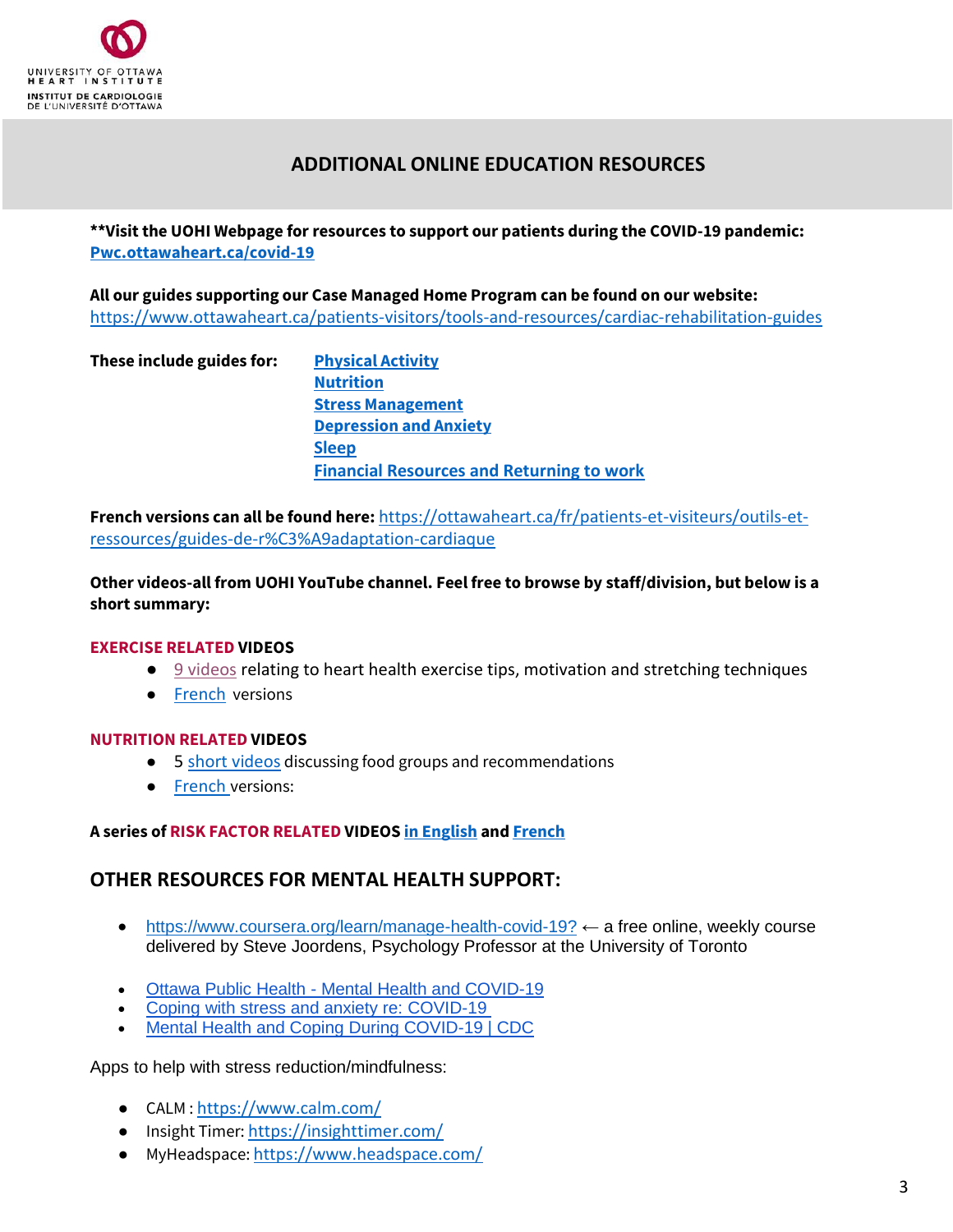# ADDITIONAL ONLINE EDUCATION RESOURCES

**\*\*Visit the UOHI Webpage for resources to support our patients during the COVID-19 pandemic: Pwc.ottawaheart.ca/covid-19**

**All our guides supporting our Case Managed Home Program can be found on our website:**
https://www.ottawaheart.ca/patients-visitors/tools-and-resources/cardiac-rehabilitation-guides

**These include guides for:**
- **Physical Activity**
- **Nutrition**
- **Stress Management**
- **Depression and Anxiety**
- **Sleep**
- **Financial Resources and Returning to work**

**French versions can all be found here:** https://ottawaheart.ca/fr/patients-et-visiteurs/outils-et-ressources/guides-de-r%C3%A9adaptation-cardiaque

**Other videos-all from UOHI YouTube channel. Feel free to browse by staff/division, but below is a short summary:**

**EXERCISE RELATED VIDEOS**
- 9 videos relating to heart health exercise tips, motivation and stretching techniques
- French versions

**NUTRITION RELATED VIDEOS**
- 5 short videos discussing food groups and recommendations
- French versions:

**A series of RISK FACTOR RELATED VIDEOS in English and French**

## OTHER RESOURCES FOR MENTAL HEALTH SUPPORT:

- https://www.coursera.org/learn/manage-health-covid-19? ← a free online, weekly course delivered by Steve Joordens, Psychology Professor at the University of Toronto

- Ottawa Public Health - Mental Health and COVID-19
- Coping with stress and anxiety re: COVID-19
- Mental Health and Coping During COVID-19 | CDC

Apps to help with stress reduction/mindfulness:

- CALM : https://www.calm.com/
- Insight Timer: https://insighttimer.com/
- MyHeadspace: https://www.headspace.com/